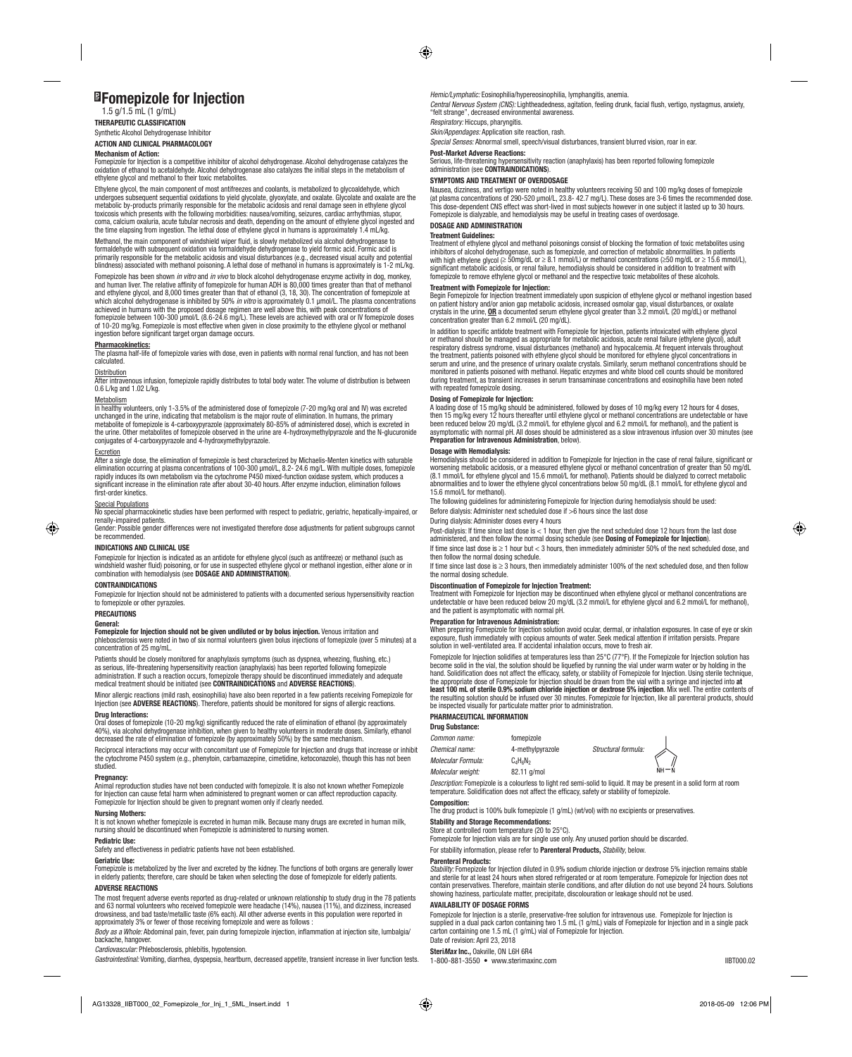# Fomepizole for Injection

1.5 g/1.5 mL (1 g/mL)

**THERAPEUTIC CLASSIFICATION**

Synthetic Alcohol Dehydrogenase Inhibitor

**ACTION AND CLINICAL PHARMACOLOGY**

**Mechanism of Action:**

Fomepizole for Injection is a competitive inhibitor of alcohol dehydrogenase. Alcohol dehydrogenase catalyzes the oxidation of ethanol to acetaldehyde. Alcohol dehydrogenase also catalyzes the initial steps in the metabolism of ethylene glycol and methanol to their toxic metabolites.

Ethylene glycol, the main component of most antifreezes and coolants, is metabolized to glycoaldehyde, which undergoes subsequent sequential oxidations to yield glycolate, glyoxylate, and oxalate. Glycolate and oxalate are the metabolic by-products primarily responsible for the metabolic acidosis and renal damage seen in ethylene glycol toxicosis which presents with the following morbidities: nausea/vomiting, seizures, cardiac arrhythmias, stupor, coma, calcium oxaluria, acute tubular necrosis and death, depending on the amount of ethylene glycol ingested and the time elapsing from ingestion. The lethal dose of ethylene glycol in humans is approximately 1.4 mL/kg.

Methanol, the main component of windshield wiper fluid, is slowly metabolized via alcohol dehydrogenase to formaldehyde with subsequent oxidation via formaldehyde dehydrogenase to yield formic acid. Formic acid is primarily responsible for the metabolic acidosis and visual disturbances (e.g., decreased visual acuity and potential blindness) associated with methanol poisoning. A lethal dose of methanol in humans is approximately is 1-2 mL/kg.

Fomepizole has been shown *in vitro* and *in vivo* to block alcohol dehydrogenase enzyme activity in dog, monkey, and human liver. The relative affinity of fomepizole for human ADH is 80,000 times greater than that of methanol and ethylene glycol, and 8,000 times greater than that of ethanol (3, 18, 30). The concentration of fomepizole at which alcohol dehydrogenase is inhibited by 50% *in vitro* is approximately 0.1 µmol/L. The plasma concentrations achieved in humans with the proposed dosage regimen are well above this, with peak concentrations of fomepizole between 100-300 µmol/L (8.6-24.6 mg/L). These levels are achieved with oral or IV fomepizole doses of 10-20 mg/kg. Fomepizole is most effective when given in close proximity to the ethylene glycol or methanol ingestion before significant target organ damage occurs.

**Pharmacokinetics:**

The plasma half-life of fomepizole varies with dose, even in patients with normal renal function, and has not been calculated.

Distribution

After intravenous infusion, fomepizole rapidly distributes to total body water. The volume of distribution is between 0.6 L/kg and 1.02 L/kg.

Metabolism

In healthy volunteers, only 1-3.5% of the administered dose of fomepizole (7-20 mg/kg oral and IV) was excreted unchanged in the urine, indicating that metabolism is the major route of elimination. In humans, the primary metabolite of fomepizole is 4-carboxypyrazole (approximately 80-85% of administered dose), which is excreted in the urine. Other metabolites of fomepizole observed in the urine are 4-hydroxymethylpyrazole and the N-glucuronide conjugates of 4-carboxypyrazole and 4-hydroxymethylpyrazole.

Excretion

After a single dose, the elimination of fomepizole is best characterized by Michaelis-Menten kinetics with saturable elimination occurring at plasma concentrations of 100-300 µmol/L, 8.2- 24.6 mg/L. With multiple doses, fomepizole rapidly induces its own metabolism via the cytochrome P450 mixed-function oxidase system, which produces a significant increase in the elimination rate after about 30-40 hours. After enzyme induction, elimination follows first-order kinetics.

Special Populations

No special pharmacokinetic studies have been performed with respect to pediatric, geriatric, hepatically-impaired, or renally-impaired patients.

Gender: Possible gender differences were not investigated therefore dose adjustments for patient subgroups cannot be recommended.

**INDICATIONS AND CLINICAL USE**

Fomepizole for Injection is indicated as an antidote for ethylene glycol (such as antifreeze) or methanol (such as windshield washer fluid) poisoning, or for use in suspected ethylene glycol or methanol ingestion, either alone or in combination with hemodialysis (see **DOSAGE AND ADMINISTRATION**).

**CONTRAINDICATIONS**

Fomepizole for Injection should not be administered to patients with a documented serious hypersensitivity reaction to fomepizole or other pyrazoles.

**PRECAUTIONS**

**General:**

**Fomepizole for Injection should not be given undiluted or by bolus injection.** Venous irritation and phlebosclerosis were noted in two of six normal volunteers given bolus injections of fomepizole (over 5 minutes) at a concentration of 25 mg/mL.

Patients should be closely monitored for anaphylaxis symptoms (such as dyspnea, wheezing, flushing, etc.) as serious, life-threatening hypersensitivity reaction (anaphylaxis) has been reported following fomepizole administration. If such a reaction occurs, fomepizole therapy should be discontinued immediately and adequate medical treatment should be initiated (see **CONTRAINDICATIONS** and **ADVERSE REACTIONS**).

Minor allergic reactions (mild rash, eosinophilia) have also been reported in a few patients receiving Fomepizole for Injection (see **ADVERSE REACTIONS**). Therefore, patients should be monitored for signs of allergic reactions.

**Drug Interactions:**

Oral doses of fomepizole (10-20 mg/kg) significantly reduced the rate of elimination of ethanol (by approximately 40%), via alcohol dehydrogenase inhibition, when given to healthy volunteers in moderate doses. Similarly, ethanol decreased the rate of elimination of fomepizole (by approximately 50%) by the same mechanism.

Reciprocal interactions may occur with concomitant use of Fomepizole for Injection and drugs that increase or inhibit the cytochrome P450 system (e.g., phenytoin, carbamazepine, cimetidine, ketoconazole), though this has not been studied.

**Pregnancy:**

Animal reproduction studies have not been conducted with fomepizole. It is also not known whether Fomepizole for Injection can cause fetal harm when administered to pregnant women or can affect reproduction capacity. Fomepizole for Injection should be given to pregnant women only if clearly needed.

**Nursing Mothers:**

It is not known whether fomepizole is excreted in human milk. Because many drugs are excreted in human milk, nursing should be discontinued when Fomepizole is administered to nursing women.

**Pediatric Use:**

Safety and effectiveness in pediatric patients have not been established.

**Geriatric Use:**

Fomepizole is metabolized by the liver and excreted by the kidney. The functions of both organs are generally lower in elderly patients; therefore, care should be taken when selecting the dose of fomepizole for elderly patients.

**ADVERSE REACTIONS**

The most frequent adverse events reported as drug-related or unknown relationship to study drug in the 78 patients and 63 normal volunteers who received fomepizole were headache (14%), nausea (11%), and dizziness, increased drowsiness, and bad taste/metallic taste (6% each). All other adverse events in this population were reported in approximately 3% or fewer of those receiving fomepizole and were as follows :

*Body as a Whole:* Abdominal pain, fever, pain during fomepizole injection, inflammation at injection site, lumbalgia/backache, hangover.

*Cardiovascular:* Phlebosclerosis, phlebitis, hypotension.

*Gastrointestinal:* Vomiting, diarrhea, dyspepsia, heartburn, decreased appetite, transient increase in liver function tests.

*Hemic/Lymphatic:* Eosinophilia/hypereosinophilia, lymphangitis, anemia.

*Central Nervous System (CNS):* Lightheadedness, agitation, feeling drunk, facial flush, vertigo, nystagmus, anxiety, "felt strange", decreased environmental awareness.

*Respiratory:* Hiccups, pharyngitis.

*Skin/Appendages:* Application site reaction, rash.

*Special Senses:* Abnormal smell, speech/visual disturbances, transient blurred vision, roar in ear.

**Post-Market Adverse Reactions:**

Serious, life-threatening hypersensitivity reaction (anaphylaxis) has been reported following fomepizole administration (see **CONTRAINDICATIONS**).

**SYMPTOMS AND TREATMENT OF OVERDOSAGE**

Nausea, dizziness, and vertigo were noted in healthy volunteers receiving 50 and 100 mg/kg doses of fomepizole (at plasma concentrations of 290-520 µmol/L, 23.8- 42.7 mg/L). These doses are 3-6 times the recommended dose. This dose-dependent CNS effect was short-lived in most subjects however in one subject it lasted up to 30 hours. Fomepizole is dialyzable, and hemodialysis may be useful in treating cases of overdosage.

**DOSAGE AND ADMINISTRATION**

**Treatment Guidelines:**

Treatment of ethylene glycol and methanol poisonings consist of blocking the formation of toxic metabolites using inhibitors of alcohol dehydrogenase, such as fomepizole, and correction of metabolic abnormalities. In patients with high ethylene glycol (≥ 50mg/dL or ≥ 8.1 mmol/L) or methanol concentrations (≥50 mg/dL or ≥ 15.6 mmol/L), significant metabolic acidosis, or renal failure, hemodialysis should be considered in addition to treatment with fomepizole to remove ethylene glycol or methanol and the respective toxic metabolites of these alcohols.

**Treatment with Fomepizole for Injection:**

Begin Fomepizole for Injection treatment immediately upon suspicion of ethylene glycol or methanol ingestion based on patient history and/or anion gap metabolic acidosis, increased osmolar gap, visual disturbances, or oxalate crystals in the urine, **OR** a documented serum ethylene glycol greater than 3.2 mmol/L (20 mg/dL) or methanol concentration greater than 6.2 mmol/L (20 mg/dL).

In addition to specific antidote treatment with Fomepizole for Injection, patients intoxicated with ethylene glycol or methanol should be managed as appropriate for metabolic acidosis, acute renal failure (ethylene glycol), adult respiratory distress syndrome, visual disturbances (methanol) and hypocalcemia. At frequent intervals throughout the treatment, patients poisoned with ethylene glycol should be monitored for ethylene glycol concentrations in serum and urine, and the presence of urinary oxalate crystals. Similarly, serum methanol concentrations should be monitored in patients poisoned with methanol. Hepatic enzymes and white blood cell counts should be monitored during treatment, as transient increases in serum transaminase concentrations and eosinophilia have been noted with repeated fomepizole dosing.

**Dosing of Fomepizole for Injection:**

A loading dose of 15 mg/kg should be administered, followed by doses of 10 mg/kg every 12 hours for 4 doses, then 15 mg/kg every 12 hours thereafter until ethylene glycol or methanol concentrations are undetectable or have been reduced below 20 mg/dL (3.2 mmol/L for ethylene glycol and 6.2 mmol/L for methanol), and the patient is asymptomatic with normal pH. All doses should be administered as a slow intravenous infusion over 30 minutes (see **Preparation for Intravenous Administration**, below).

**Dosage with Hemodialysis:**

Hemodialysis should be considered in addition to Fomepizole for Injection in the case of renal failure, significant or worsening metabolic acidosis, or a measured ethylene glycol or methanol concentration of greater than 50 mg/dL (8.1 mmol/L for ethylene glycol and 15.6 mmol/L for methanol). Patients should be dialyzed to correct metabolic abnormalities and to lower the ethylene glycol concentrations below 50 mg/dL (8.1 mmol/L for ethylene glycol and 15.6 mmol/L for methanol).

The following guidelines for administering Fomepizole for Injection during hemodialysis should be used:

Before dialysis: Administer next scheduled dose if >6 hours since the last dose

During dialysis: Administer doses every 4 hours

Post-dialysis: If time since last dose is < 1 hour, then give the next scheduled dose 12 hours from the last dose administered, and then follow the normal dosing schedule (see **Dosing of Fomepizole for Injection**).

If time since last dose is ≥ 1 hour but < 3 hours, then immediately administer 50% of the next scheduled dose, and then follow the normal dosing schedule.

If time since last dose is ≥ 3 hours, then immediately administer 100% of the next scheduled dose, and then follow the normal dosing schedule.

**Discontinuation of Fomepizole for Injection Treatment:**

Treatment with Fomepizole for Injection may be discontinued when ethylene glycol or methanol concentrations are undetectable or have been reduced below 20 mg/dL (3.2 mmol/L for ethylene glycol and 6.2 mmol/L for methanol), and the patient is asymptomatic with normal pH.

**Preparation for Intravenous Administration:**

When preparing Fomepizole for Injection solution avoid ocular, dermal, or inhalation exposures. In case of eye or skin exposure, flush immediately with copious amounts of water. Seek medical attention if irritation persists. Prepare solution in well-ventilated area. If accidental inhalation occurs, move to fresh air.

Fomepizole for Injection solidifies at temperatures less than 25°C (77°F). If the Fomepizole for Injection solution has become solid in the vial, the solution should be liquefied by running the vial under warm water or by holding in the hand. Solidification does not affect the efficacy, safety, or stability of Fomepizole for Injection. Using sterile technique, the appropriate dose of Fomepizole for Injection should be drawn from the vial with a syringe and injected into **at least 100 mL of sterile 0.9% sodium chloride injection or dextrose 5% injection**. Mix well. The entire contents of the resulting solution should be infused over 30 minutes. Fomepizole for Injection, like all parenteral products, should be inspected visually for particulate matter prior to administration.

**PHARMACEUTICAL INFORMATION**

**Drug Substance:**

*Common name:* fomepizole

*Chemical name:* 4-methylpyrazole

*Structural formula:*

*Molecular Formula:* $C_4H_6N_2$

*Molecular weight:* 82.11 g/mol

*Description:* Fomepizole is a colourless to light red semi-solid to liquid. It may be present in a solid form at room temperature. Solidification does not affect the efficacy, safety or stability of fomepizole.

**Composition:**

The drug product is 100% bulk fomepizole (1 g/mL) (wt/vol) with no excipients or preservatives.

**Stability and Storage Recommendations:**

Store at controlled room temperature (20 to 25°C).

Fomepizole for Injection vials are for single use only. Any unused portion should be discarded.

For stability information, please refer to **Parenteral Products,** *Stability*, below.

**Parenteral Products:**

*Stability:* Fomepizole for Injection diluted in 0.9% sodium chloride injection or dextrose 5% injection remains stable and sterile for at least 24 hours when stored refrigerated or at room temperature. Fomepizole for Injection does not contain preservatives. Therefore, maintain sterile conditions, and after dilution do not use beyond 24 hours. Solutions showing haziness, particulate matter, precipitate, discolouration or leakage should not be used.

**AVAILABILITY OF DOSAGE FORMS**

Fomepizole for Injection is a sterile, preservative-free solution for intravenous use. Fomepizole for Injection is supplied in a dual pack carton containing two 1.5 mL (1 g/mL) vials of Fomepizole for Injection and in a single pack carton containing one 1.5 mL (1 g/mL) vial of Fomepizole for Injection.

Date of revision: April 23, 2018

**Steri*Max* Inc.,** Oakville, ON L6H 6R4

1-800-881-3550 • www.sterimaxinc.com

IIBT000.02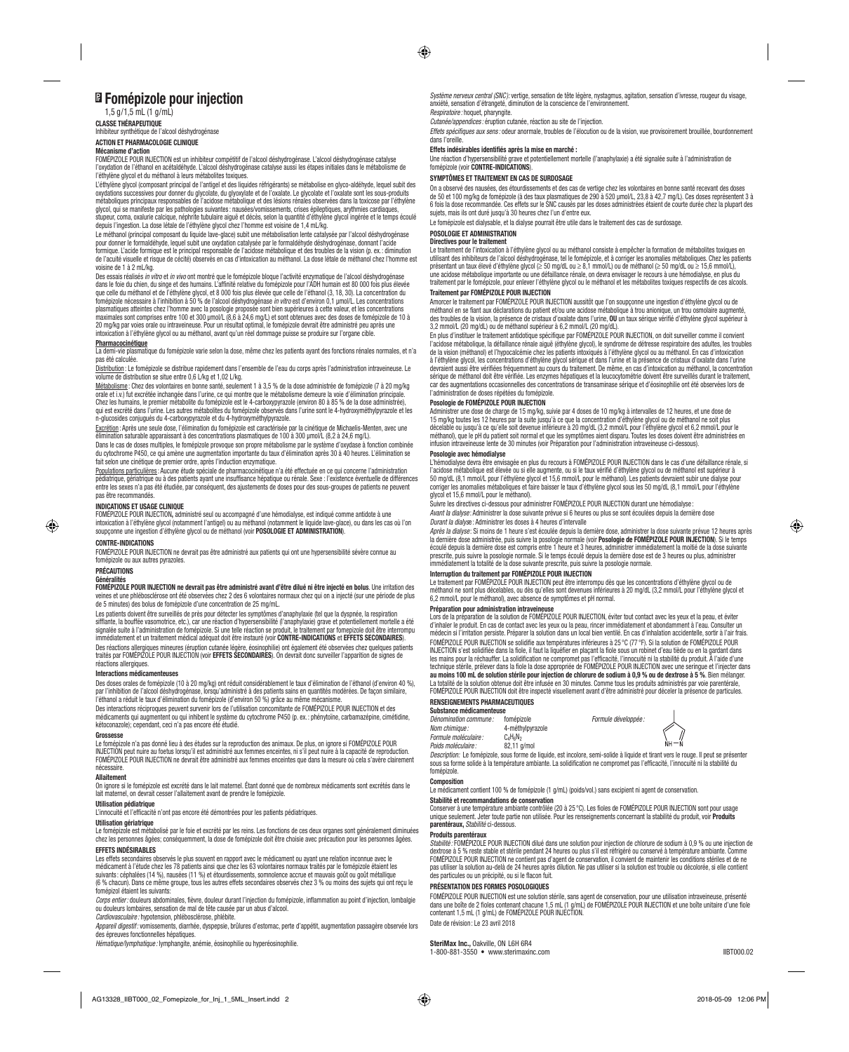# F Fomépizole pour injection

1,5 g/1,5 mL (1 g/mL)

**CLASSE THÉRAPEUTIQUE**

Inhibiteur synthétique de l'alcool déshydrogénase

**ACTION ET PHARMACOLOGIE CLINIQUE**

**Mécanisme d'action**

FOMÉPIZOLE POUR INJECTION est un inhibiteur compétitif de l'alcool déshydrogénase. L'alcool déshydrogénase catalyse l'oxydation de l'éthanol en acétaldéhyde. L'alcool déshydrogénase catalyse aussi les étapes initiales dans le métabolisme de l'éthylène glycol et du méthanol à leurs métabolites toxiques.

L'éthylène glycol (composant principal de l'antigel et des liquides réfrigérants) se métabolise en glyco-aldéhyde, lequel subit des oxydations successives pour donner du glycolate, du glyoxylate et de l'oxalate. Le glycolate et l'oxalate sont les sous-produits métaboliques principaux responsables de l'acidose métabolique et des lésions rénales observées dans la toxicose par l'éthylène glycol, qui se manifeste par les pathologies suivantes : nausées/vomissements, crises épileptiques, arythmies cardiaques, stupeur, coma, oxalurie calcique, néphrite tubulaire aiguë et décès, selon la quantité d'éthylène glycol ingérée et le temps écoulé depuis l'ingestion. La dose létale de l'éthylène glycol chez l'homme est voisine de 1,4 mL/kg.

Le méthanol (principal composant du liquide lave-glace) subit une métabolisation lente catalysée par l'alcool déshydrogénase pour donner le formaldéhyde, lequel subit une oxydation catalysée par le formaldéhyde déshydrogénase, donnant l'acide formique. L'acide formique est le principal responsable de l'acidose métabolique et des troubles de la vision (p. ex. : diminution de l'acuité visuelle et risque de cécité) observés en cas d'intoxication au méthanol. La dose létale de méthanol chez l'homme est voisine de 1 à 2 mL/kg.

Des essais réalisés *in vitro* et *in vivo* ont montré que le fomépizole bloque l'activité enzymatique de l'alcool déshydrogénase dans le foie du chien, du singe et des humains. L'affinité relative du fomépizole pour l'ADH humain est 80 000 fois plus élevée que celle du méthanol et de l'éthylène glycol, et 8 000 fois plus élevée que celle de l'éthanol (3, 18, 30). La concentration du fomépizole nécessaire à l'inhibition à 50 % de l'alcool déshydrogénase *in vitro* est d'environ 0,1 µmol/L. Les concentrations plasmatiques atteintes chez l'homme avec la posologie proposée sont bien supérieures à cette valeur, et les concentrations maximales sont comprises entre 100 et 300 µmol/L (8,6 à 24,6 mg/L) et sont obtenues avec des doses de fomépizole de 10 à 20 mg/kg par voies orale ou intraveineuse. Pour un résultat optimal, le fomépizole devrait être administré peu après une intoxication à l'éthylène glycol ou au méthanol, avant qu'un réel dommage puisse se produire sur l'organe cible.

**Pharmacocinétique**

La demi-vie plasmatique du fomépizole varie selon la dose, même chez les patients ayant des fonctions rénales normales, et n'a pas été calculée.

Distribution : Le fomépizole se distribue rapidement dans l'ensemble de l'eau du corps après l'administration intraveineuse. Le volume de distribution se situe entre 0,6 L/kg et 1,02 L/kg.

Métabolisme : Chez des volontaires en bonne santé, seulement 1 à 3,5 % de la dose administrée de fomépizole (7 à 20 mg/kg orale et i.v.) fut excrétée inchangée dans l'urine, ce qui montre que le métabolisme demeure la voie d'élimination principale. Chez les humains, le premier métabolite du fomépizole est le 4-carboxypyrazole (environ 80 à 85 % de la dose administrée), qui est excrété dans l'urine. Les autres métabolites du fomépizole observés dans l'urine sont le 4-hydroxyméthylpyrazole et les n-glucosides conjugués du 4-carboxypyrazole et du 4-hydroxyméthylpyrazole.

Excrétion : Après une seule dose, l'élimination du fomépizole est caractérisée par la cinétique de Michaelis-Menten, avec une élimination saturable apparaissant à des concentrations plasmatiques de 100 à 300 µmol/L (8,2 à 24,6 mg/L).

Dans le cas de doses multiples, le fomépizole provoque son propre métabolisme par le système d'oxydase à fonction combinée du cytochrome P450, ce qui amène une augmentation importante du taux d'élimination après 30 à 40 heures. L'élimination se fait selon une cinétique de premier ordre, après l'induction enzymatique.

Populations particulières : Aucune étude spéciale de pharmacocinétique n'a été effectuée en ce qui concerne l'administration pédiatrique, gériatrique ou à des patients ayant une insuffisance hépatique ou rénale. Sexe : l'existence éventuelle de différences entre les sexes n'a pas été étudiée, par conséquent, des ajustements de doses pour des sous-groupes de patients ne peuvent pas être recommandés.

**INDICATIONS ET USAGE CLINIQUE**

FOMÉPIZOLE POUR INJECTION, administré seul ou accompagné d'une hémodialyse, est indiqué comme antidote à une intoxication à l'éthylène glycol (notamment l'antigel) ou au méthanol (notamment le liquide lave-glace), ou dans les cas où l'on soupçonne une ingestion d'éthylène glycol ou de méthanol (voir **POSOLOGIE ET ADMINISTRATION**).

**CONTRE-INDICATIONS**

FOMÉPIZOLE POUR INJECTION ne devrait pas être administré aux patients qui ont une hypersensibilité sévère connue au fomépizole ou aux autres pyrazoles.

**PRÉCAUTIONS**

**Généralités**

**FOMÉPIZOLE POUR INJECTION ne devrait pas être administré avant d'être dilué ni être injecté en bolus**. Une irritation des veines et une phlébosclérose ont été observées chez 2 des 6 volontaires normaux chez qui on a injecté (sur une période de plus de 5 minutes) des bolus de fomépizole d'une concentration de 25 mg/mL.

Les patients doivent être surveillés de près pour détecter les symptômes d'anaphylaxie (tel que la dyspnée, la respiration sifflante, la bouffée vasomotrice, etc.), car une réaction d'hypersensibilité (l'anaphylaxie) grave et potentiellement mortelle a été signalée suite à l'administration de fomépizole. Si une telle réaction se produit, le traitement par fomepizole doit être interrompu immédiatement et un traitement médical adéquat doit être instauré (voir **CONTRE-INDICATIONS** et **EFFETS SECONDAIRES**).

Des réactions allergiques mineures (éruption cutanée légère, éosinophilie) ont également été observées chez quelques patients traités par FOMÉPIZOLE POUR INJECTION (voir **EFFETS SECONDAIRES**). On devrait donc surveiller l'apparition de signes de réactions allergiques.

**Interactions médicamenteuses**

Des doses orales de fomépizole (10 à 20 mg/kg) ont réduit considérablement le taux d'élimination de l'éthanol (d'environ 40 %), par l'inhibition de l'alcool déshydrogénase, lorsqu'administré à des patients sains en quantités modérées. De façon similaire, l'éthanol a réduit le taux d'élimination du fomépizole (d'environ 50 %) grâce au même mécanisme.

Des interactions réciproques peuvent survenir lors de l'utilisation concomitante de FOMÉPIZOLE POUR INJECTION et des médicaments qui augmentent ou qui inhibent le système du cytochrome P450 (p. ex. : phénytoïne, carbamazépine, cimétidine, kétoconazole); cependant, ceci n'a pas encore été étudié.

**Grossesse**

Le fomépizole n'a pas donné lieu à des études sur la reproduction des animaux. De plus, on ignore si FOMÉPIZOLE POUR INJECTION peut nuire au foetus lorsqu'il est administré aux femmes enceintes, ni s'il peut nuire à la capacité de reproduction. FOMÉPIZOLE POUR INJECTION ne devrait être administré aux femmes enceintes que dans la mesure où cela s'avère clairement nécessaire.

**Allaitement**

On ignore si le fomépizole est excrété dans le lait maternel. Étant donné que de nombreux médicaments sont excrétés dans le lait maternel, on devrait cesser l'allaitement avant de prendre le fomépizole.

**Utilisation pédiatrique**

L'innocuité et l'efficacité n'ont pas encore été démontrées pour les patients pédiatriques.

**Utilisation gériatrique**

Le fomépizole est métabolisé par le foie et excrété par les reins. Les fonctions de ces deux organes sont généralement diminuées chez les personnes âgées; conséquemment, la dose de fomépizole doit être choisie avec précaution pour les personnes âgées.

**EFFETS INDÉSIRABLES**

Les effets secondaires observés le plus souvent en rapport avec le médicament ou ayant une relation inconnue avec le médicament à l'étude chez les 78 patients ainsi que chez les 63 volontaires normaux traités par le fomépizole étaient les suivants : céphalées (14 %), nausées (11 %) et étourdissements, somnolence accrue et mauvais goût ou goût métallique (6 % chacun). Dans ce même groupe, tous les autres effets secondaires observés chez 3 % ou moins des sujets qui ont reçu le fomépizol étaient les suivants :

*Corps entier :* douleurs abdominales, fièvre, douleur durant l'injection du fomépizole, inflammation au point d'injection, lombalgie ou douleurs lombaires, sensation de mal de tête causée par un abus d'alcool.

*Cardiovasculaire :* hypotension, phlébosclérose, phlébite.

*Appareil digestif :* vomissements, diarrhée, dyspepsie, brûlures d'estomac, perte d'appétit, augmentation passagère observée lors des épreuves fonctionnelles hépatiques.

*Hématique/lymphatique :* lymphangite, anémie, éosinophilie ou hyperéosinophilie.

*Système nerveux central (SNC) :* vertige, sensation de tête légère, nystagmus, agitation, sensation d'ivresse, rougeur du visage, anxiété, sensation d'étrangeté, diminution de la conscience de l'environnement.

*Respiratoire :* hoquet, pharyngite.

*Cutanée/appendices :* éruption cutanée, réaction au site de l'injection.

*Effets spécifiques aux sens :* odeur anormale, troubles de l'élocution ou de la vision, vue provisoirement brouillée, bourdonnement dans l'oreille.

**Effets indésirables identifiés après la mise en marché :**

Une réaction d'hypersensibilité grave et potentiellement mortelle (l'anaphylaxie) a été signalée suite à l'administration de fomépizole (voir **CONTRE-INDICATIONS**).

**SYMPTÔMES ET TRAITEMENT EN CAS DE SURDOSAGE**

On a observé des nausées, des étourdissements et des cas de vertige chez les volontaires en bonne santé recevant des doses de 50 et 100 mg/kg de fomépizole (à des taux plasmatiques de 290 à 520 µmol/L, 23,8 à 42,7 mg/L). Ces doses représentent 3 à 6 fois la dose recommandée. Ces effets sur le SNC causés par les doses administrées étaient de courte durée chez la plupart des sujets, mais ils ont duré jusqu'à 30 heures chez l'un d'entre eux.

Le fomépizole est dialysable, et la dialyse pourrait être utile dans le traitement des cas de surdosage.

**POSOLOGIE ET ADMINISTRATION**

**Directives pour le traitement**

Le traitement de l'intoxication à l'éthylène glycol ou au méthanol consiste à empêcher la formation de métabolites toxiques en utilisant des inhibiteurs de l'alcool déshydrogénase, tel le fomépizole, et à corriger les anomalies métaboliques. Chez les patients présentant un taux élevé d'éthylène glycol (≥ 50 mg/dL ou ≥ 8,1 mmol/L) ou de méthanol (≥ 50 mg/dL ou ≥ 15,6 mmol/L), une acidose métabolique importante ou une défaillance rénale, on devra envisager le recours à une hémodialyse, en plus du traitement par le fomépizole, pour enlever l'éthylène glycol ou le méthanol et les métabolites toxiques respectifs de ces alcools.

**Traitement par FOMÉPIZOLE POUR INJECTION**

Amorcer le traitement par FOMÉPIZOLE POUR INJECTION aussitôt que l'on soupçonne une ingestion d'éthylène glycol ou de méthanol en se fiant aux déclarations du patient et/ou une acidose métabolique à trou anionique, un trou osmolaire augmenté, des troubles de la vision, la présence de cristaux d'oxalate dans l'urine, **OU** un taux sérique vérifié d'éthylène glycol supérieur à 3,2 mmol/L (20 mg/dL) ou de méthanol supérieur à 6,2 mmol/L (20 mg/dL).

En plus d'instituer le traitement antidotique spécifique par FOMÉPIZOLE POUR INJECTION, on doit surveiller comme il convient l'acidose métabolique, la défaillance rénale aiguë (éthylène glycol), le syndrome de détresse respiratoire des adultes, les troubles de la vision (méthanol) et l'hypocalcémie chez les patients intoxiqués à l'éthylène glycol ou au méthanol. En cas d'intoxication à l'éthylène glycol, les concentrations d'éthylène glycol sérique et dans l'urine et la présence de cristaux d'oxalate dans l'urine devraient aussi être vérifiées fréquemment au cours du traitement. De même, en cas d'intoxication au méthanol, la concentration sérique de méthanol doit être vérifiée. Les enzymes hépatiques et la leucocytométrie doivent être surveillés durant le traitement, car des augmentations occasionnelles des concentrations de transaminase sérique et d'éosinophilie ont été observées lors de l'administration de doses répétées du fomépizole.

**Posologie de FOMÉPIZOLE POUR INJECTION**

Administrer une dose de charge de 15 mg/kg, suivie par 4 doses de 10 mg/kg à intervalles de 12 heures, et une dose de 15 mg/kg toutes les 12 heures par la suite jusqu'à ce que la concentration d'éthylène glycol ou de méthanol ne soit plus décelable ou jusqu'à ce qu'elle soit devenue inférieure à 20 mg/dL (3,2 mmol/L pour l'éthylène glycol et 6,2 mmol/L pour le méthanol), que le pH du patient soit normal et que les symptômes aient disparu. Toutes les doses doivent être administrées en infusion intraveineuse lente de 30 minutes (voir Préparation pour l'administration intraveineuse ci-dessous).

**Posologie avec hémodialyse**

L'hémodialyse devra être envisagée en plus du recours à FOMÉPIZOLE POUR INJECTION dans le cas d'une défaillance rénale, si l'acidose métabolique est élevée ou si elle augmente, ou si le taux vérifié d'éthylène glycol ou de méthanol est supérieur à 50 mg/dL (8,1 mmol/L pour l'éthylène glycol et 15,6 mmol/L pour le méthanol). Les patients devraient subir une dialyse pour corriger les anomalies métaboliques et faire baisser le taux d'éthylène glycol sous les 50 mg/dL (8,1 mmol/L pour l'éthylène glycol et 15,6 mmol/L pour le méthanol).

Suivre les directives ci-dessous pour administrer FOMÉPIZOLE POUR INJECTION durant une hémodialyse :

*Avant la dialyse :* Administrer la dose suivante prévue si 6 heures ou plus se sont écoulées depuis la dernière dose

*Durant la dialyse :* Administrer les doses à 4 heures d'intervalle

*Après la dialyse :* Si moins de 1 heure s'est écoulée depuis la dernière dose, administrer la dose suivante prévue 12 heures après la dernière dose administrée, puis suivre la posologie normale (voir **Posologie de FOMÉPIZOLE POUR INJECTION**). Si le temps écoulé depuis la dernière dose est compris entre 1 heure et 3 heures, administrer immédiatement la moitié de la dose suivante prescrite, puis suivre la posologie normale. Si le temps écoulé depuis la dernière dose est de 3 heures ou plus, administrer immédiatement la totalité de la dose suivante prescrite, puis suivre la posologie normale.

**Interruption du traitement par FOMÉPIZOLE POUR INJECTION**

Le traitement par FOMÉPIZOLE POUR INJECTION peut être interrompu dès que les concentrations d'éthylène glycol ou de méthanol ne sont plus décelables, ou dès qu'elles sont devenues inférieures à 20 mg/dL (3,2 mmol/L pour l'éthylène glycol et 6,2 mmol/L pour le méthanol), avec absence de symptômes et pH normal.

**Préparation pour administration intraveineuse**

Lors de la préparation de la solution de FOMÉPIZOLE POUR INJECTION, éviter tout contact avec les yeux et la peau, et éviter d'inhaler le produit. En cas de contact avec les yeux ou la peau, rincer immédiatement et abondamment à l'eau. Consulter un médecin si l'irritation persiste. Préparer la solution dans un local bien ventilé. En cas d'inhalation accidentelle, sortir à l'air frais.

FOMÉPIZOLE POUR INJECTION se solidifie aux températures inférieures à 25 °C (77 °F). Si la solution de FOMÉPIZOLE POUR INJECTION s'est solidifiée dans la fiole, il faut la liquéfier en plaçant la fiole sous un robinet d'eau tiède ou en la gardant dans les mains pour la réchauffer. La solidification ne compromet pas l'efficacité, l'innocuité ni la stabilité du produit. À l'aide d'une technique stérile, prélever dans la fiole la dose appropriée de FOMÉPIZOLE POUR INJECTION avec une seringue et l'injecter dans **au moins 100 mL de solution stérile pour injection de chlorure de sodium à 0,9 % ou de dextrose à 5 %**. Bien mélanger. La totalité de la solution obtenue doit être infusée en 30 minutes. Comme tous les produits administrés par voie parentérale, FOMÉPIZOLE POUR INJECTION doit être inspecté visuellement avant d'être administré pour déceler la présence de particules.

**RENSEIGNEMENTS PHARMACEUTIQUES**

**Substance médicamenteuse**

*Dénomination commune :* fomépizole

*Nom chimique :* 4-méthylpyrazole

*Formule moléculaire :* $C_4H_6N_2$

*Poids moléculaire :* 82,11 g/mol

*Formule développée :*

*Description :* Le fomépizole, sous forme de liquide, est incolore, semi-solide à liquide et tirant vers le rouge. Il peut se présenter sous sa forme solide à la température ambiante. La solidification ne compromet pas l'efficacité, l'innocuité ni la stabilité du fomépizole.

**Composition**

Le médicament contient 100 % de fomépizole (1 g/mL) (poids/vol.) sans excipient ni agent de conservation.

**Stabilité et recommandations de conservation**

Conserver à une température ambiante contrôlée (20 à 25 °C). Les fioles de FOMÉPIZOLE POUR INJECTION sont pour usage unique seulement. Jeter toute partie non utilisée. Pour les renseignements concernant la stabilité du produit, voir **Produits parentéraux,** *Stabilité* ci-dessous.

**Produits parentéraux**

*Stabilité :* FOMÉPIZOLE POUR INJECTION dilué dans une solution pour injection de chlorure de sodium à 0,9 % ou une injection de dextrose à 5 % reste stable et stérile pendant 24 heures ou plus s'il est réfrigéré ou conservé à température ambiante. Comme FOMÉPIZOLE POUR INJECTION ne contient pas d'agent de conservation, il convient de maintenir les conditions stériles et de ne pas utiliser la solution au-delà de 24 heures après dilution. Ne pas utiliser si la solution est trouble ou décolorée, si elle contient des particules ou un précipité, ou si le flacon fuit.

**PRÉSENTATION DES FORMES POSOLOGIQUES**

FOMÉPIZOLE POUR INJECTION est une solution stérile, sans agent de conservation, pour une utilisation intraveineuse, présenté dans une boîte de 2 fioles contenant chacune 1,5 mL (1 g/mL) de FOMÉPIZOLE POUR INJECTION et une boîte unitaire d'une fiole contenant 1,5 mL (1 g/mL) de FOMÉPIZOLE POUR INJECTION.

Date de révision : Le 23 avril 2018

**SteriMax Inc.,** Oakville, ON L6H 6R4
1-800-881-3550 • www.sterimaxinc.com

IIBT000.02